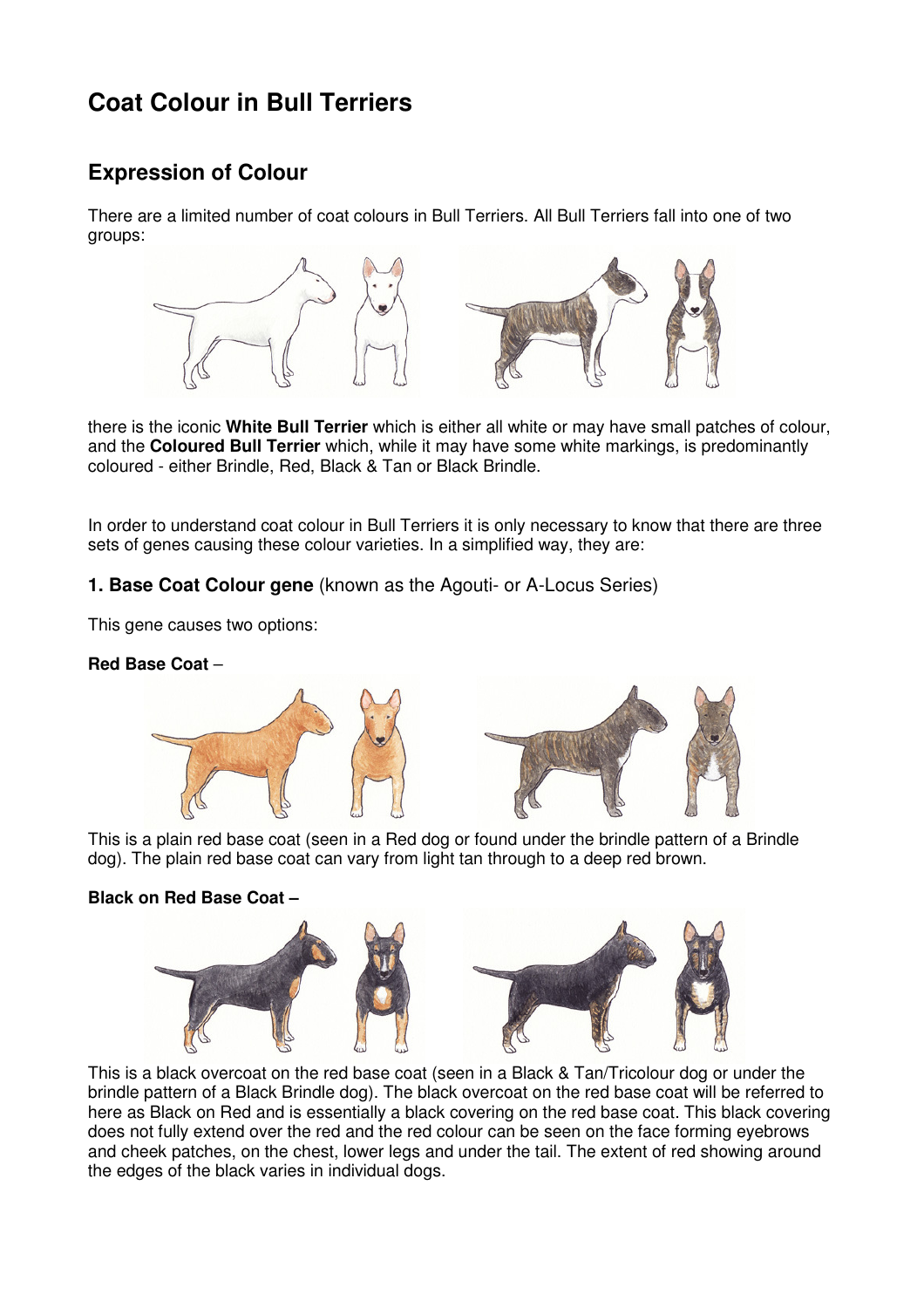# Coat Colour in Bull Terriers

## Expression of Colour

There are a limited number of coat colours in Bull Terriers. All Bull Terriers fall into one of two groups:

there is the iconic **White Bull Terrier** which is either all white or may have small patches of colour, and the **Coloured Bull Terrier** which, while it may have some white markings, is predominantly coloured - either Brindle, Red, Black & Tan or Black Brindle.

In order to understand coat colour in Bull Terriers it is only necessary to know that there are three sets of genes causing these colour varieties. In a simplified way, they are:

### 1. Base Coat Colour gene (known as the Agouti- or A-Locus Series)

This gene causes two options:

**Red Base Coat** –

This is a plain red base coat (seen in a Red dog or found under the brindle pattern of a Brindle dog). The plain red base coat can vary from light tan through to a deep red brown.

**Black on Red Base Coat –**

This is a black overcoat on the red base coat (seen in a Black & Tan/Tricolour dog or under the brindle pattern of a Black Brindle dog). The black overcoat on the red base coat will be referred to here as Black on Red and is essentially a black covering on the red base coat. This black covering does not fully extend over the red and the red colour can be seen on the face forming eyebrows and cheek patches, on the chest, lower legs and under the tail. The extent of red showing around the edges of the black varies in individual dogs.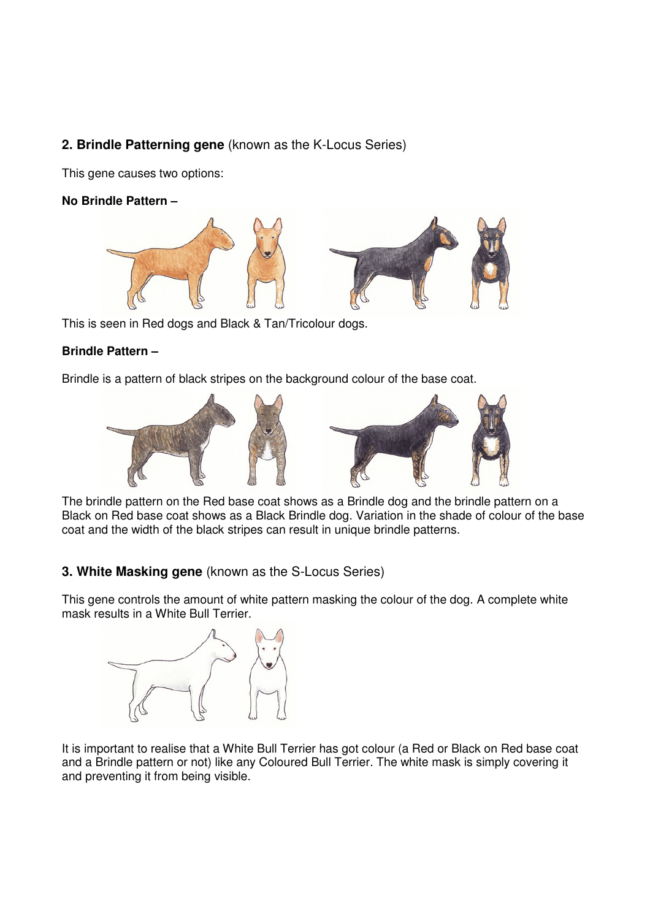## 2. Brindle Patterning gene (known as the K-Locus Series)

This gene causes two options:

**No Brindle Pattern –**

This is seen in Red dogs and Black & Tan/Tricolour dogs.

**Brindle Pattern –**

Brindle is a pattern of black stripes on the background colour of the base coat.

The brindle pattern on the Red base coat shows as a Brindle dog and the brindle pattern on a Black on Red base coat shows as a Black Brindle dog. Variation in the shade of colour of the base coat and the width of the black stripes can result in unique brindle patterns.

## 3. White Masking gene (known as the S-Locus Series)

This gene controls the amount of white pattern masking the colour of the dog. A complete white mask results in a White Bull Terrier.

It is important to realise that a White Bull Terrier has got colour (a Red or Black on Red base coat and a Brindle pattern or not) like any Coloured Bull Terrier. The white mask is simply covering it and preventing it from being visible.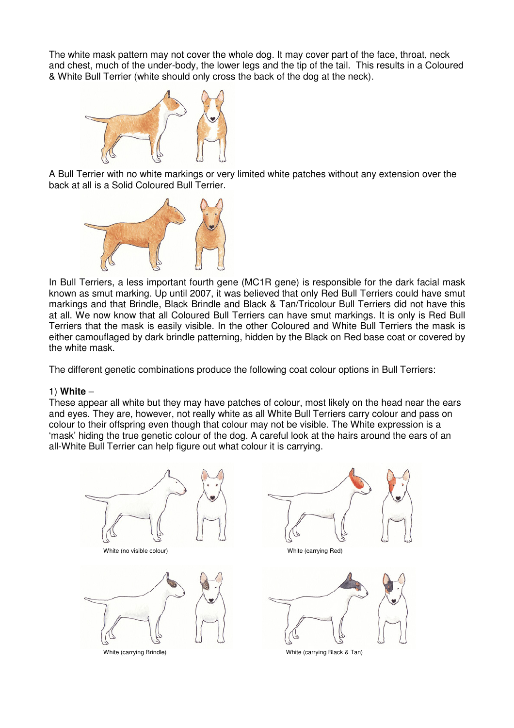The white mask pattern may not cover the whole dog. It may cover part of the face, throat, neck and chest, much of the under-body, the lower legs and the tip of the tail. This results in a Coloured & White Bull Terrier (white should only cross the back of the dog at the neck).

A Bull Terrier with no white markings or very limited white patches without any extension over the back at all is a Solid Coloured Bull Terrier.

In Bull Terriers, a less important fourth gene (MC1R gene) is responsible for the dark facial mask known as smut marking. Up until 2007, it was believed that only Red Bull Terriers could have smut markings and that Brindle, Black Brindle and Black & Tan/Tricolour Bull Terriers did not have this at all. We now know that all Coloured Bull Terriers can have smut markings. It is only is Red Bull Terriers that the mask is easily visible. In the other Coloured and White Bull Terriers the mask is either camouflaged by dark brindle patterning, hidden by the Black on Red base coat or covered by the white mask.

The different genetic combinations produce the following coat colour options in Bull Terriers:

1) **White** –
These appear all white but they may have patches of colour, most likely on the head near the ears and eyes. They are, however, not really white as all White Bull Terriers carry colour and pass on colour to their offspring even though that colour may not be visible. The White expression is a 'mask' hiding the true genetic colour of the dog. A careful look at the hairs around the ears of an all-White Bull Terrier can help figure out what colour it is carrying.

White (no visible colour)

White (carrying Red)

White (carrying Brindle)

White (carrying Black & Tan)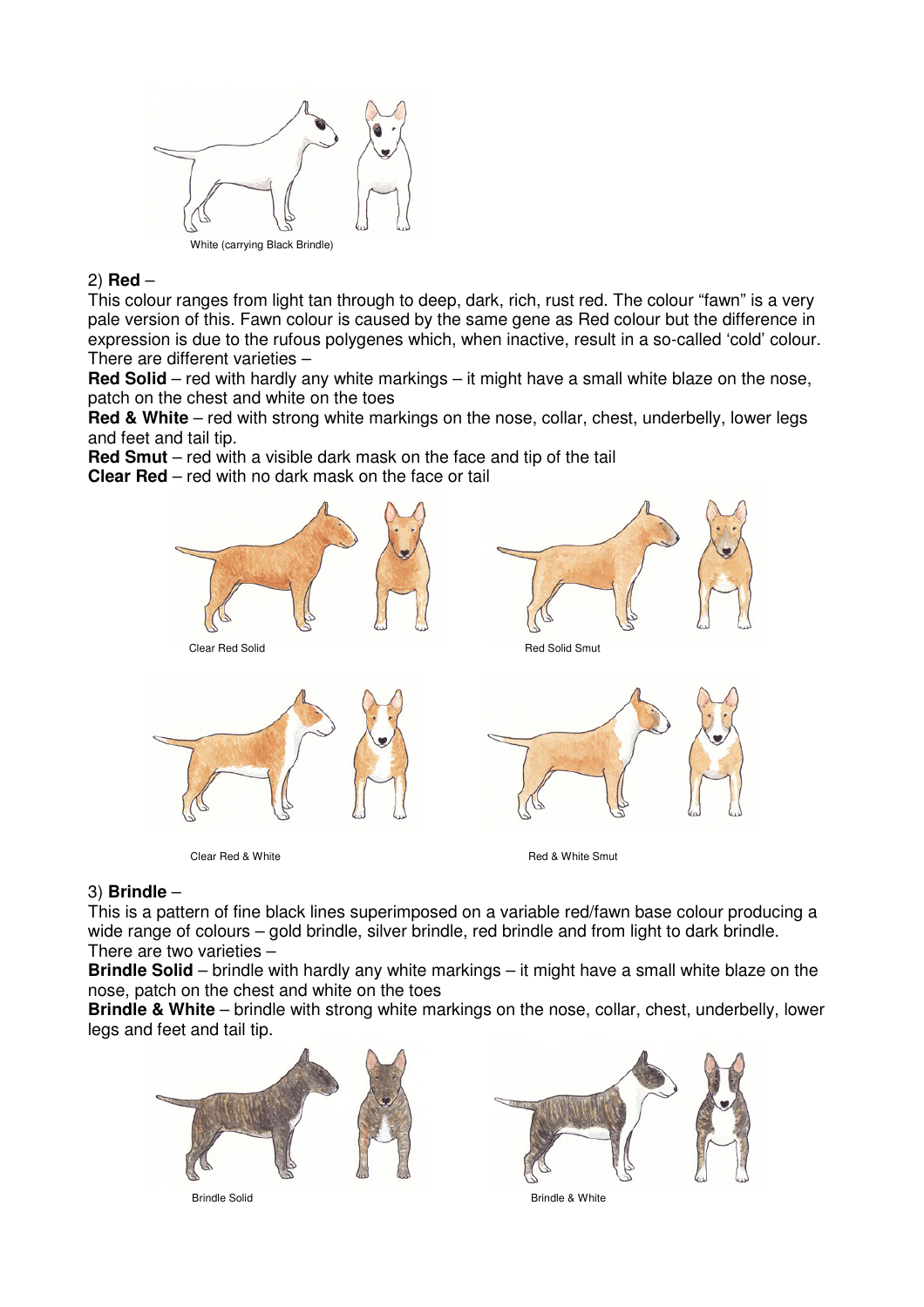White (carrying Black Brindle)

2) **Red** –

This colour ranges from light tan through to deep, dark, rich, rust red. The colour "fawn" is a very pale version of this. Fawn colour is caused by the same gene as Red colour but the difference in expression is due to the rufous polygenes which, when inactive, result in a so-called 'cold' colour. There are different varieties –

**Red Solid** – red with hardly any white markings – it might have a small white blaze on the nose, patch on the chest and white on the toes

**Red & White** – red with strong white markings on the nose, collar, chest, underbelly, lower legs and feet and tail tip.

**Red Smut** – red with a visible dark mask on the face and tip of the tail

**Clear Red** – red with no dark mask on the face or tail

Clear Red Solid

Red Solid Smut

Clear Red & White

Red & White Smut

3) **Brindle** –

This is a pattern of fine black lines superimposed on a variable red/fawn base colour producing a wide range of colours – gold brindle, silver brindle, red brindle and from light to dark brindle. There are two varieties –

**Brindle Solid** – brindle with hardly any white markings – it might have a small white blaze on the nose, patch on the chest and white on the toes

**Brindle & White** – brindle with strong white markings on the nose, collar, chest, underbelly, lower legs and feet and tail tip.

Brindle Solid

Brindle & White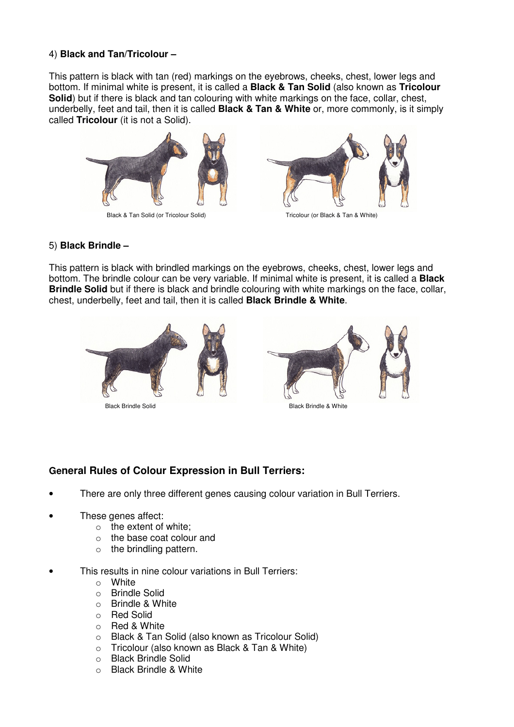4) **Black and Tan/Tricolour –**

This pattern is black with tan (red) markings on the eyebrows, cheeks, chest, lower legs and bottom. If minimal white is present, it is called a **Black & Tan Solid** (also known as **Tricolour Solid**) but if there is black and tan colouring with white markings on the face, collar, chest, underbelly, feet and tail, then it is called **Black & Tan & White** or, more commonly, is it simply called **Tricolour** (it is not a Solid).

Black & Tan Solid (or Tricolour Solid)

Tricolour (or Black & Tan & White)

5) **Black Brindle –**

This pattern is black with brindled markings on the eyebrows, cheeks, chest, lower legs and bottom. The brindle colour can be very variable. If minimal white is present, it is called a **Black Brindle Solid** but if there is black and brindle colouring with white markings on the face, collar, chest, underbelly, feet and tail, then it is called **Black Brindle & White**.

Black Brindle Solid

Black Brindle & White

## General Rules of Colour Expression in Bull Terriers:

- There are only three different genes causing colour variation in Bull Terriers.
- These genes affect:
  - the extent of white;
  - the base coat colour and
  - the brindling pattern.
- This results in nine colour variations in Bull Terriers:
  - White
  - Brindle Solid
  - Brindle & White
  - Red Solid
  - Red & White
  - Black & Tan Solid (also known as Tricolour Solid)
  - Tricolour (also known as Black & Tan & White)
  - Black Brindle Solid
  - Black Brindle & White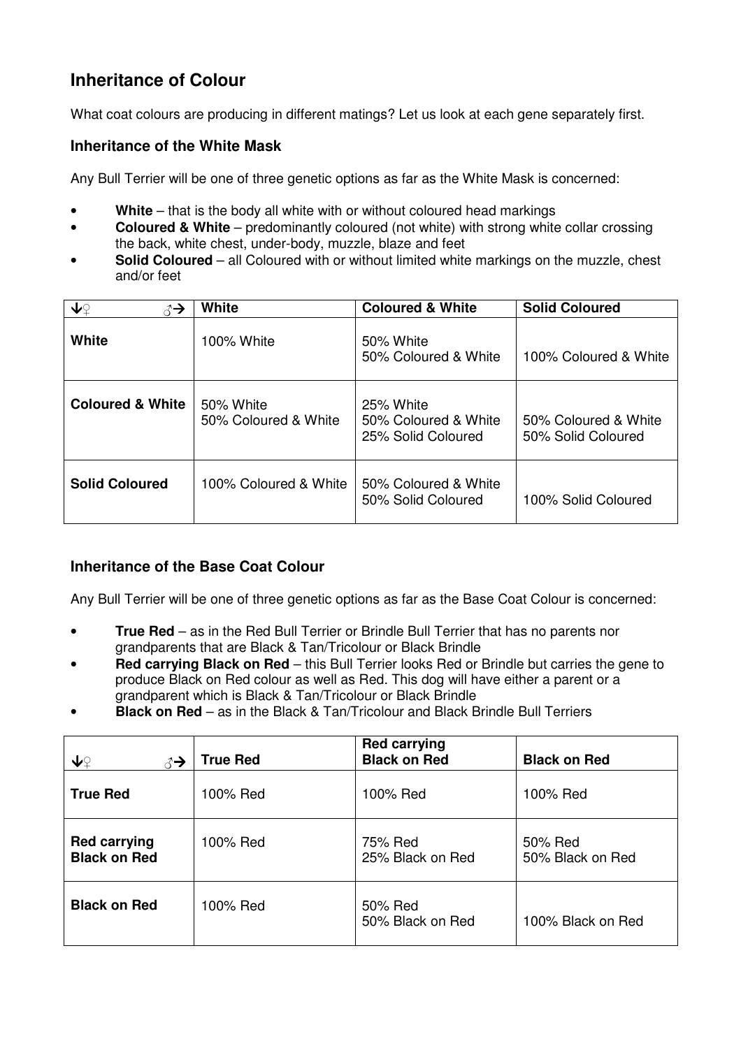## Inheritance of Colour

What coat colours are producing in different matings? Let us look at each gene separately first.

### Inheritance of the White Mask

Any Bull Terrier will be one of three genetic options as far as the White Mask is concerned:

- **White** – that is the body all white with or without coloured head markings
- **Coloured & White** – predominantly coloured (not white) with strong white collar crossing the back, white chest, under-body, muzzle, blaze and feet
- **Solid Coloured** – all Coloured with or without limited white markings on the muzzle, chest and/or feet

| ↓♀ ♂→ | White | Coloured & White | Solid Coloured |
|---|---|---|---|
| **White** | 100% White | 50% White<br>50% Coloured & White | 100% Coloured & White |
| **Coloured & White** | 50% White<br>50% Coloured & White | 25% White<br>50% Coloured & White<br>25% Solid Coloured | 50% Coloured & White<br>50% Solid Coloured |
| **Solid Coloured** | 100% Coloured & White | 50% Coloured & White<br>50% Solid Coloured | 100% Solid Coloured |

### Inheritance of the Base Coat Colour

Any Bull Terrier will be one of three genetic options as far as the Base Coat Colour is concerned:

- **True Red** – as in the Red Bull Terrier or Brindle Bull Terrier that has no parents nor grandparents that are Black & Tan/Tricolour or Black Brindle
- **Red carrying Black on Red** – this Bull Terrier looks Red or Brindle but carries the gene to produce Black on Red colour as well as Red. This dog will have either a parent or a grandparent which is Black & Tan/Tricolour or Black Brindle
- **Black on Red** – as in the Black & Tan/Tricolour and Black Brindle Bull Terriers

| ↓♀ ♂→ | True Red | Red carrying Black on Red | Black on Red |
|---|---|---|---|
| **True Red** | 100% Red | 100% Red | 100% Red |
| **Red carrying Black on Red** | 100% Red | 75% Red<br>25% Black on Red | 50% Red<br>50% Black on Red |
| **Black on Red** | 100% Red | 50% Red<br>50% Black on Red | 100% Black on Red |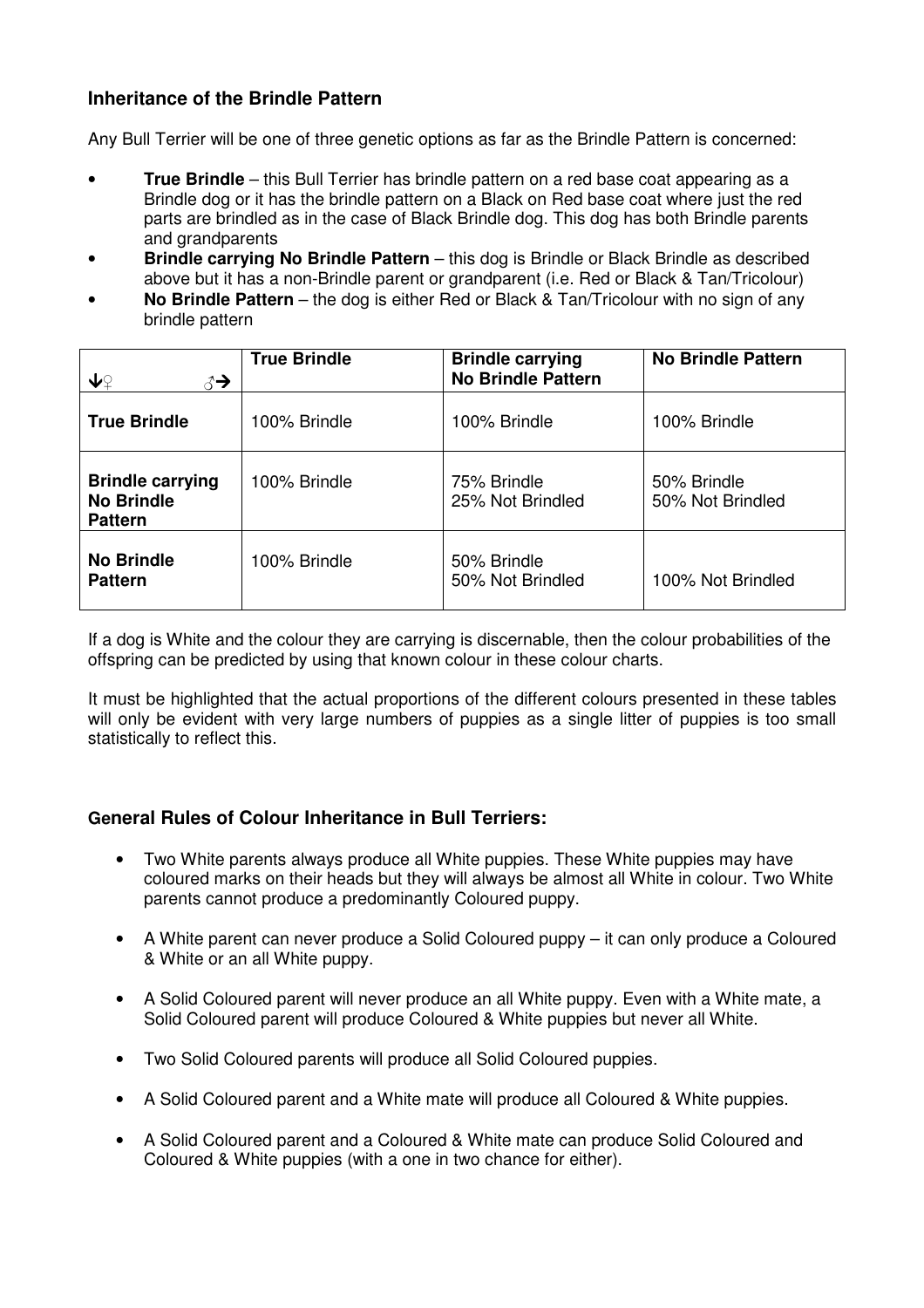### Inheritance of the Brindle Pattern

Any Bull Terrier will be one of three genetic options as far as the Brindle Pattern is concerned:

- **True Brindle** – this Bull Terrier has brindle pattern on a red base coat appearing as a Brindle dog or it has the brindle pattern on a Black on Red base coat where just the red parts are brindled as in the case of Black Brindle dog. This dog has both Brindle parents and grandparents
- **Brindle carrying No Brindle Pattern** – this dog is Brindle or Black Brindle as described above but it has a non-Brindle parent or grandparent (i.e. Red or Black & Tan/Tricolour)
- **No Brindle Pattern** – the dog is either Red or Black & Tan/Tricolour with no sign of any brindle pattern

| ↓♀ ♂→ | **True Brindle** | **Brindle carrying No Brindle Pattern** | **No Brindle Pattern** |
|---|---|---|---|
| **True Brindle** | 100% Brindle | 100% Brindle | 100% Brindle |
| **Brindle carrying No Brindle Pattern** | 100% Brindle | 75% Brindle<br>25% Not Brindled | 50% Brindle<br>50% Not Brindled |
| **No Brindle Pattern** | 100% Brindle | 50% Brindle<br>50% Not Brindled | 100% Not Brindled |

If a dog is White and the colour they are carrying is discernable, then the colour probabilities of the offspring can be predicted by using that known colour in these colour charts.

It must be highlighted that the actual proportions of the different colours presented in these tables will only be evident with very large numbers of puppies as a single litter of puppies is too small statistically to reflect this.

### General Rules of Colour Inheritance in Bull Terriers:

- Two White parents always produce all White puppies. These White puppies may have coloured marks on their heads but they will always be almost all White in colour. Two White parents cannot produce a predominantly Coloured puppy.
- A White parent can never produce a Solid Coloured puppy – it can only produce a Coloured & White or an all White puppy.
- A Solid Coloured parent will never produce an all White puppy. Even with a White mate, a Solid Coloured parent will produce Coloured & White puppies but never all White.
- Two Solid Coloured parents will produce all Solid Coloured puppies.
- A Solid Coloured parent and a White mate will produce all Coloured & White puppies.
- A Solid Coloured parent and a Coloured & White mate can produce Solid Coloured and Coloured & White puppies (with a one in two chance for either).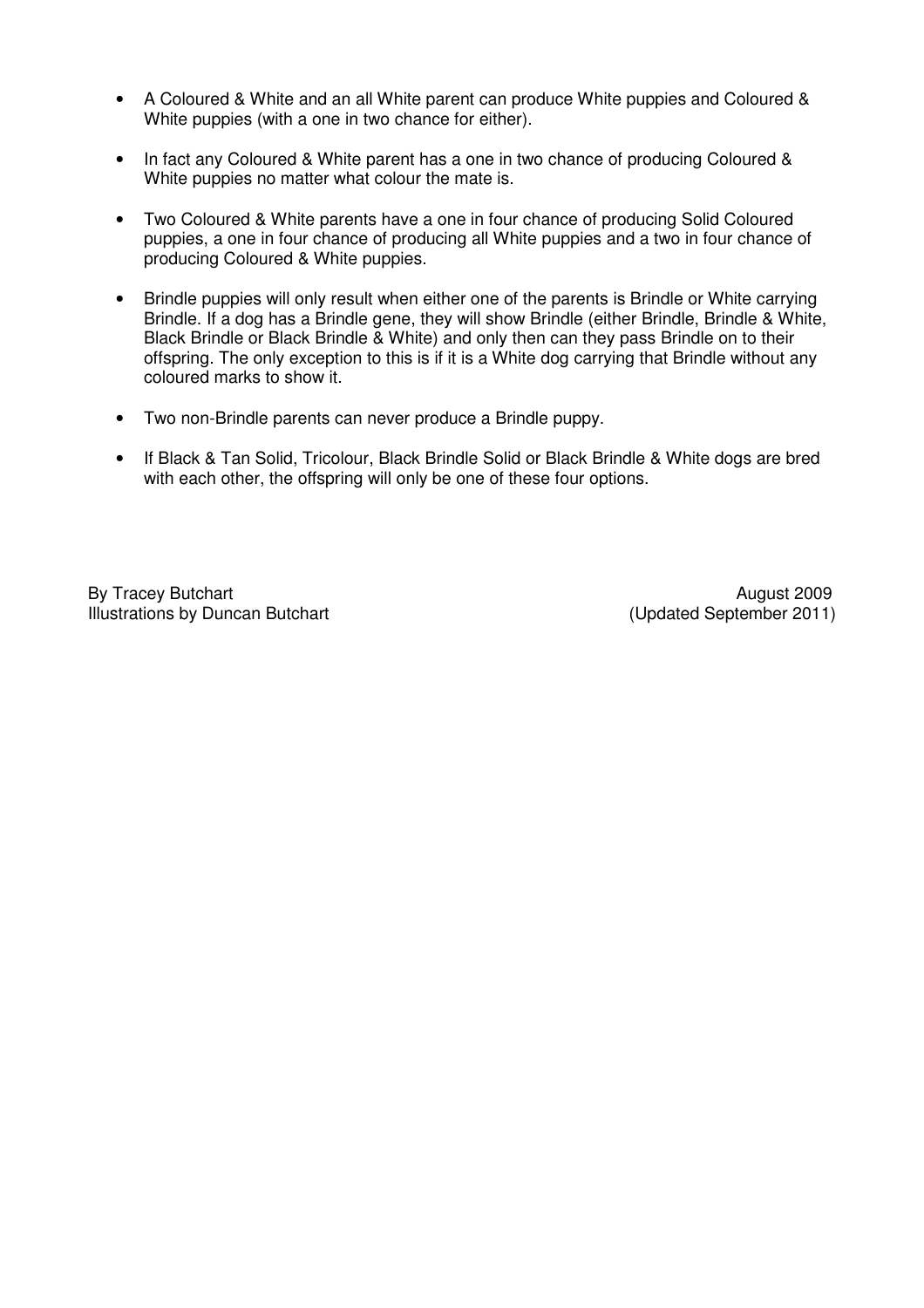- A Coloured & White and an all White parent can produce White puppies and Coloured & White puppies (with a one in two chance for either).

- In fact any Coloured & White parent has a one in two chance of producing Coloured & White puppies no matter what colour the mate is.

- Two Coloured & White parents have a one in four chance of producing Solid Coloured puppies, a one in four chance of producing all White puppies and a two in four chance of producing Coloured & White puppies.

- Brindle puppies will only result when either one of the parents is Brindle or White carrying Brindle. If a dog has a Brindle gene, they will show Brindle (either Brindle, Brindle & White, Black Brindle or Black Brindle & White) and only then can they pass Brindle on to their offspring. The only exception to this is if it is a White dog carrying that Brindle without any coloured marks to show it.

- Two non-Brindle parents can never produce a Brindle puppy.

- If Black & Tan Solid, Tricolour, Black Brindle Solid or Black Brindle & White dogs are bred with each other, the offspring will only be one of these four options.

By Tracey Butchart
Illustrations by Duncan Butchart

August 2009
(Updated September 2011)